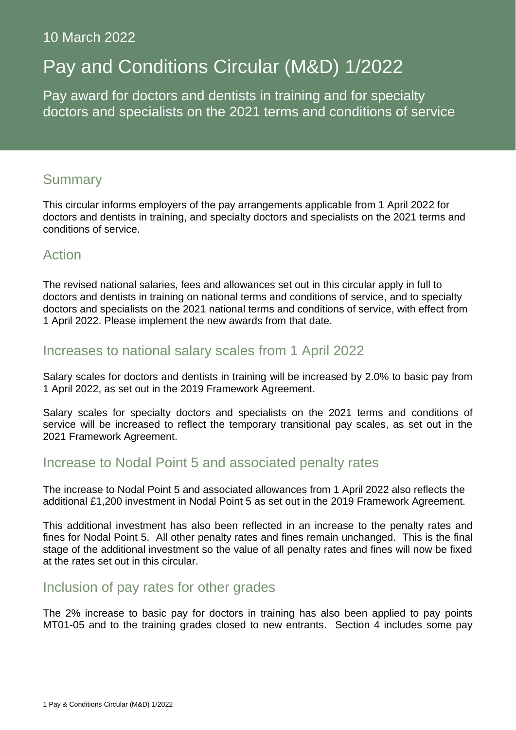10 March 2022

# Pay and Conditions Circular (M&D) 1/2022

Pay award for doctors and dentists in training and for specialty doctors and specialists on the 2021 terms and conditions of service

## Summary

This circular informs employers of the pay arrangements applicable from 1 April 2022 for doctors and dentists in training, and specialty doctors and specialists on the 2021 terms and conditions of service.

## Action

The revised national salaries, fees and allowances set out in this circular apply in full to doctors and dentists in training on national terms and conditions of service, and to specialty doctors and specialists on the 2021 national terms and conditions of service, with effect from 1 April 2022. Please implement the new awards from that date.

## Increases to national salary scales from 1 April 2022

Salary scales for doctors and dentists in training will be increased by 2.0% to basic pay from 1 April 2022, as set out in the 2019 Framework Agreement.

Salary scales for specialty doctors and specialists on the 2021 terms and conditions of service will be increased to reflect the temporary transitional pay scales, as set out in the 2021 Framework Agreement.

## Increase to Nodal Point 5 and associated penalty rates

The increase to Nodal Point 5 and associated allowances from 1 April 2022 also reflects the additional £1,200 investment in Nodal Point 5 as set out in the 2019 Framework Agreement.

This additional investment has also been reflected in an increase to the penalty rates and fines for Nodal Point 5. All other penalty rates and fines remain unchanged. This is the final stage of the additional investment so the value of all penalty rates and fines will now be fixed at the rates set out in this circular.

## Inclusion of pay rates for other grades

The 2% increase to basic pay for doctors in training has also been applied to pay points MT01-05 and to the training grades closed to new entrants. Section 4 includes some pay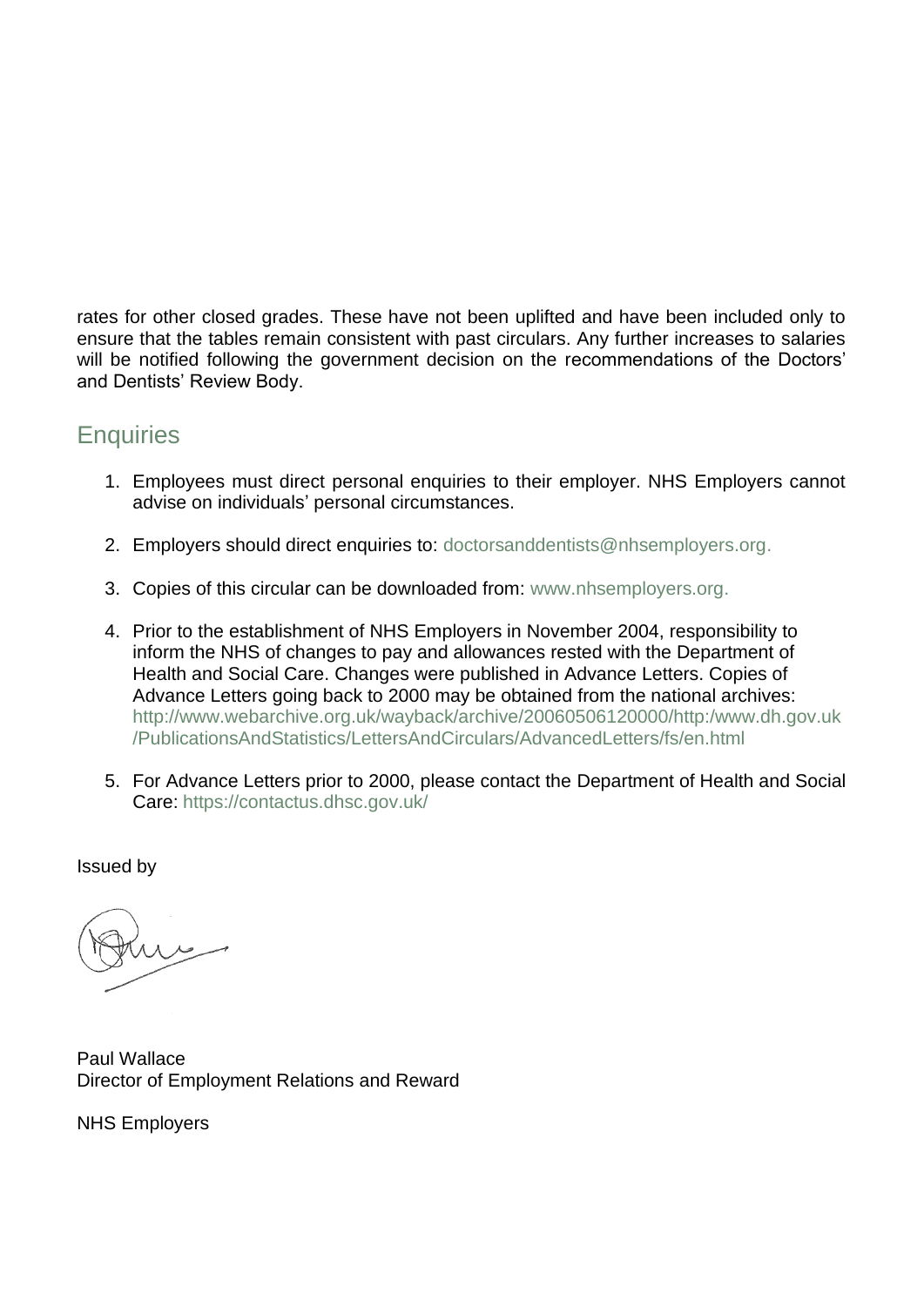rates for other closed grades. These have not been uplifted and have been included only to ensure that the tables remain consistent with past circulars. Any further increases to salaries will be notified following the government decision on the recommendations of the Doctors' and Dentists' Review Body.

## Enquiries

1. Employees must direct personal enquiries to their employer. NHS Employers cannot advise on individuals' personal circumstances.

2. Employers should direct enquiries to: doctorsanddentists@nhsemployers.org.

3. Copies of this circular can be downloaded from: www.nhsemployers.org.

4. Prior to the establishment of NHS Employers in November 2004, responsibility to inform the NHS of changes to pay and allowances rested with the Department of Health and Social Care. Changes were published in Advance Letters. Copies of Advance Letters going back to 2000 may be obtained from the national archives: http://www.webarchive.org.uk/wayback/archive/20060506120000/http:/www.dh.gov.uk/PublicationsAndStatistics/LettersAndCirculars/AdvancedLetters/fs/en.html

5. For Advance Letters prior to 2000, please contact the Department of Health and Social Care: https://contactus.dhsc.gov.uk/

Issued by

Paul Wallace
Director of Employment Relations and Reward

NHS Employers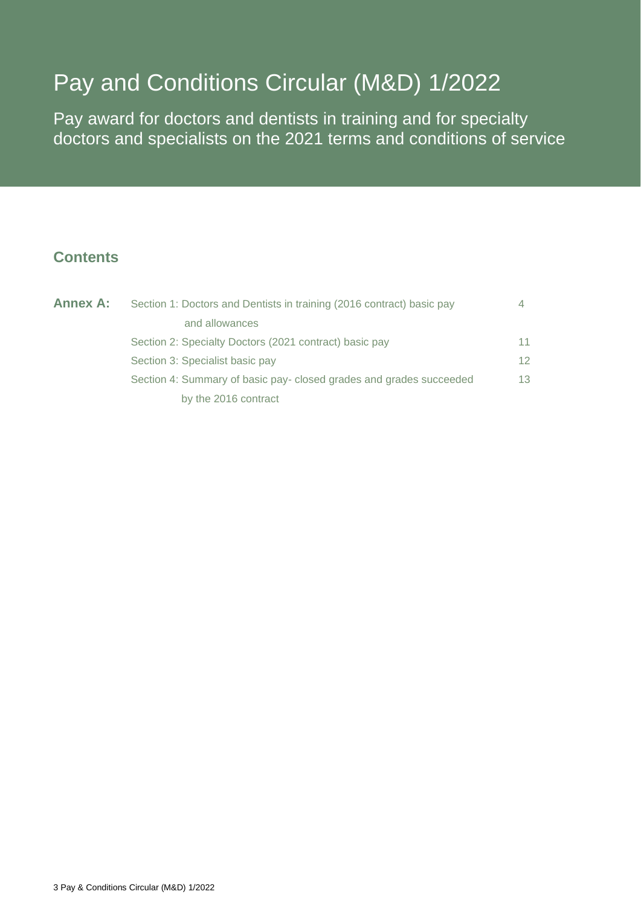# Pay and Conditions Circular (M&D) 1/2022

## Pay award for doctors and dentists in training and for specialty doctors and specialists on the 2021 terms and conditions of service

### Contents

| | | |
|---|---|---|
| **Annex A:** | Section 1: Doctors and Dentists in training (2016 contract) basic pay and allowances | 4 |
| | Section 2: Specialty Doctors (2021 contract) basic pay | 11 |
| | Section 3: Specialist basic pay | 12 |
| | Section 4: Summary of basic pay- closed grades and grades succeeded by the 2016 contract | 13 |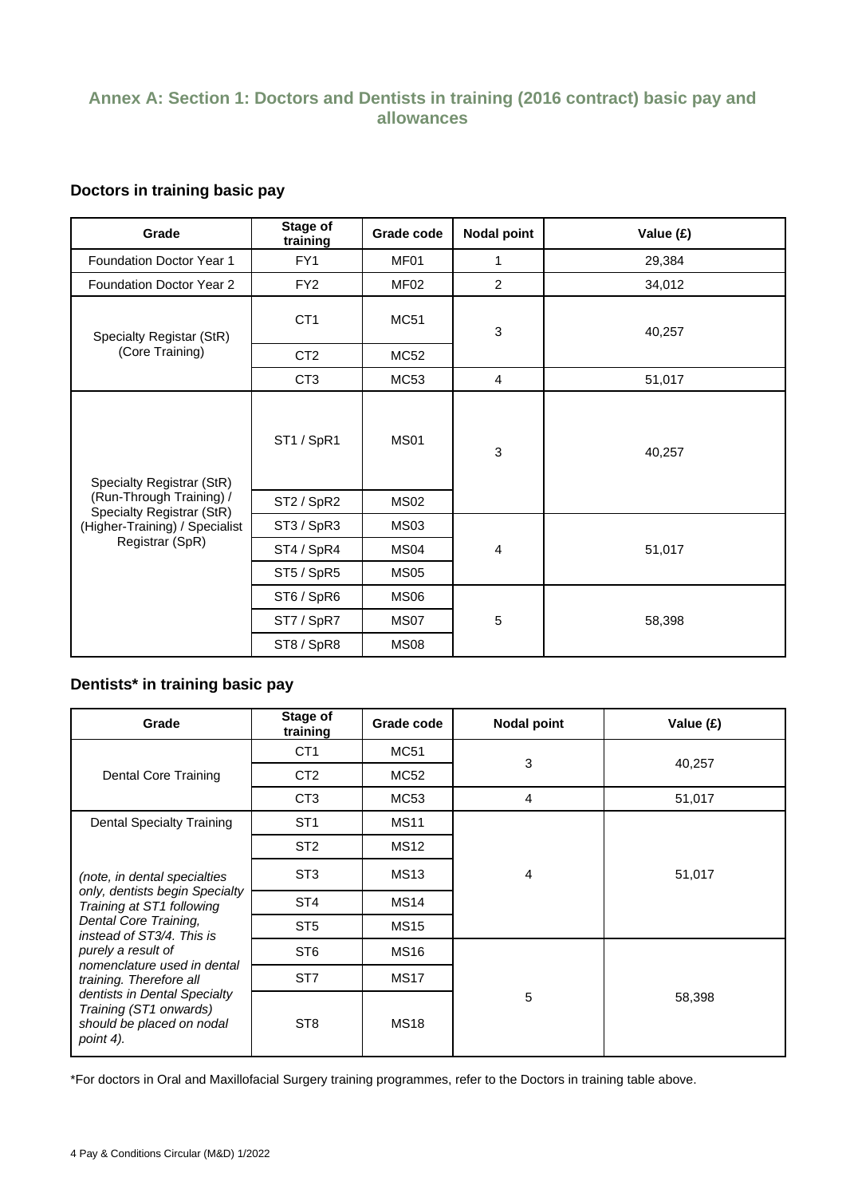## Annex A: Section 1: Doctors and Dentists in training (2016 contract) basic pay and allowances

### Doctors in training basic pay

| Grade | Stage of training | Grade code | Nodal point | Value (£) |
|---|---|---|---|---|
| Foundation Doctor Year 1 | FY1 | MF01 | 1 | 29,384 |
| Foundation Doctor Year 2 | FY2 | MF02 | 2 | 34,012 |
| Specialty Registar (StR) (Core Training) | CT1 | MC51 | 3 | 40,257 |
| | CT2 | MC52 | | |
| | CT3 | MC53 | 4 | 51,017 |
| Specialty Registrar (StR) (Run-Through Training) / Specialty Registrar (StR) (Higher-Training) / Specialist Registrar (SpR) | ST1 / SpR1 | MS01 | 3 | 40,257 |
| | ST2 / SpR2 | MS02 | | |
| | ST3 / SpR3 | MS03 | 4 | 51,017 |
| | ST4 / SpR4 | MS04 | | |
| | ST5 / SpR5 | MS05 | | |
| | ST6 / SpR6 | MS06 | 5 | 58,398 |
| | ST7 / SpR7 | MS07 | | |
| | ST8 / SpR8 | MS08 | | |

### Dentists* in training basic pay

| Grade | Stage of training | Grade code | Nodal point | Value (£) |
|---|---|---|---|---|
| Dental Core Training | CT1 | MC51 | 3 | 40,257 |
| | CT2 | MC52 | | |
| | CT3 | MC53 | 4 | 51,017 |
| Dental Specialty Training<br>*(note, in dental specialties only, dentists begin Specialty Training at ST1 following Dental Core Training, instead of ST3/4. This is purely a result of nomenclature used in dental training. Therefore all dentists in Dental Specialty Training (ST1 onwards) should be placed on nodal point 4).* | ST1 | MS11 | 4 | 51,017 |
| | ST2 | MS12 | | |
| | ST3 | MS13 | | |
| | ST4 | MS14 | | |
| | ST5 | MS15 | | |
| | ST6 | MS16 | 5 | 58,398 |
| | ST7 | MS17 | | |
| | ST8 | MS18 | | |

*For doctors in Oral and Maxillofacial Surgery training programmes, refer to the Doctors in training table above.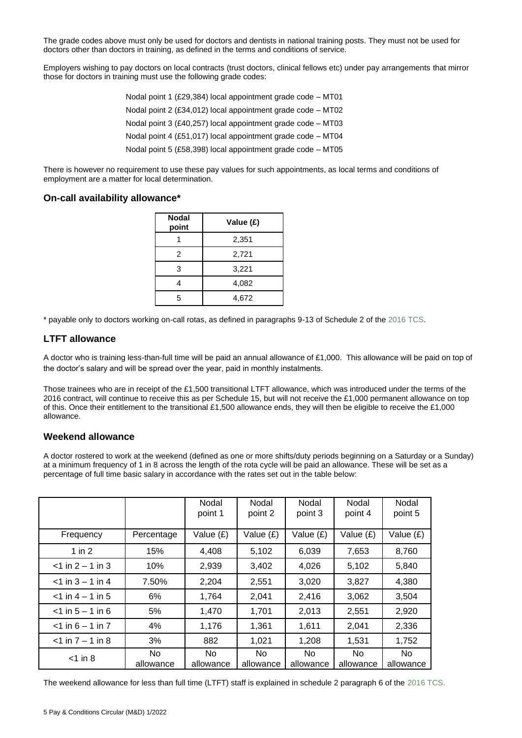The grade codes above must only be used for doctors and dentists in national training posts. They must not be used for doctors other than doctors in training, as defined in the terms and conditions of service.

Employers wishing to pay doctors on local contracts (trust doctors, clinical fellows etc) under pay arrangements that mirror those for doctors in training must use the following grade codes:

Nodal point 1 (£29,384) local appointment grade code – MT01

Nodal point 2 (£34,012) local appointment grade code – MT02

Nodal point 3 (£40,257) local appointment grade code – MT03

Nodal point 4 (£51,017) local appointment grade code – MT04

Nodal point 5 (£58,398) local appointment grade code – MT05

There is however no requirement to use these pay values for such appointments, as local terms and conditions of employment are a matter for local determination.

### On-call availability allowance*

| Nodal point | Value (£) |
|---|---|
| 1 | 2,351 |
| 2 | 2,721 |
| 3 | 3,221 |
| 4 | 4,082 |
| 5 | 4,672 |

* payable only to doctors working on-call rotas, as defined in paragraphs 9-13 of Schedule 2 of the 2016 TCS.

### LTFT allowance

A doctor who is training less-than-full time will be paid an annual allowance of £1,000. This allowance will be paid on top of the doctor's salary and will be spread over the year, paid in monthly instalments.

Those trainees who are in receipt of the £1,500 transitional LTFT allowance, which was introduced under the terms of the 2016 contract, will continue to receive this as per Schedule 15, but will not receive the £1,000 permanent allowance on top of this. Once their entitlement to the transitional £1,500 allowance ends, they will then be eligible to receive the £1,000 allowance.

### Weekend allowance

A doctor rostered to work at the weekend (defined as one or more shifts/duty periods beginning on a Saturday or a Sunday) at a minimum frequency of 1 in 8 across the length of the rota cycle will be paid an allowance. These will be set as a percentage of full time basic salary in accordance with the rates set out in the table below:

| | | Nodal point 1 | Nodal point 2 | Nodal point 3 | Nodal point 4 | Nodal point 5 |
|---|---|---|---|---|---|---|
| Frequency | Percentage | Value (£) | Value (£) | Value (£) | Value (£) | Value (£) |
| 1 in 2 | 15% | 4,408 | 5,102 | 6,039 | 7,653 | 8,760 |
| <1 in 2 – 1 in 3 | 10% | 2,939 | 3,402 | 4,026 | 5,102 | 5,840 |
| <1 in 3 – 1 in 4 | 7.50% | 2,204 | 2,551 | 3,020 | 3,827 | 4,380 |
| <1 in 4 – 1 in 5 | 6% | 1,764 | 2,041 | 2,416 | 3,062 | 3,504 |
| <1 in 5 – 1 in 6 | 5% | 1,470 | 1,701 | 2,013 | 2,551 | 2,920 |
| <1 in 6 – 1 in 7 | 4% | 1,176 | 1,361 | 1,611 | 2,041 | 2,336 |
| <1 in 7 – 1 in 8 | 3% | 882 | 1,021 | 1,208 | 1,531 | 1,752 |
| <1 in 8 | No allowance | No allowance | No allowance | No allowance | No allowance | No allowance |

The weekend allowance for less than full time (LTFT) staff is explained in schedule 2 paragraph 6 of the 2016 TCS.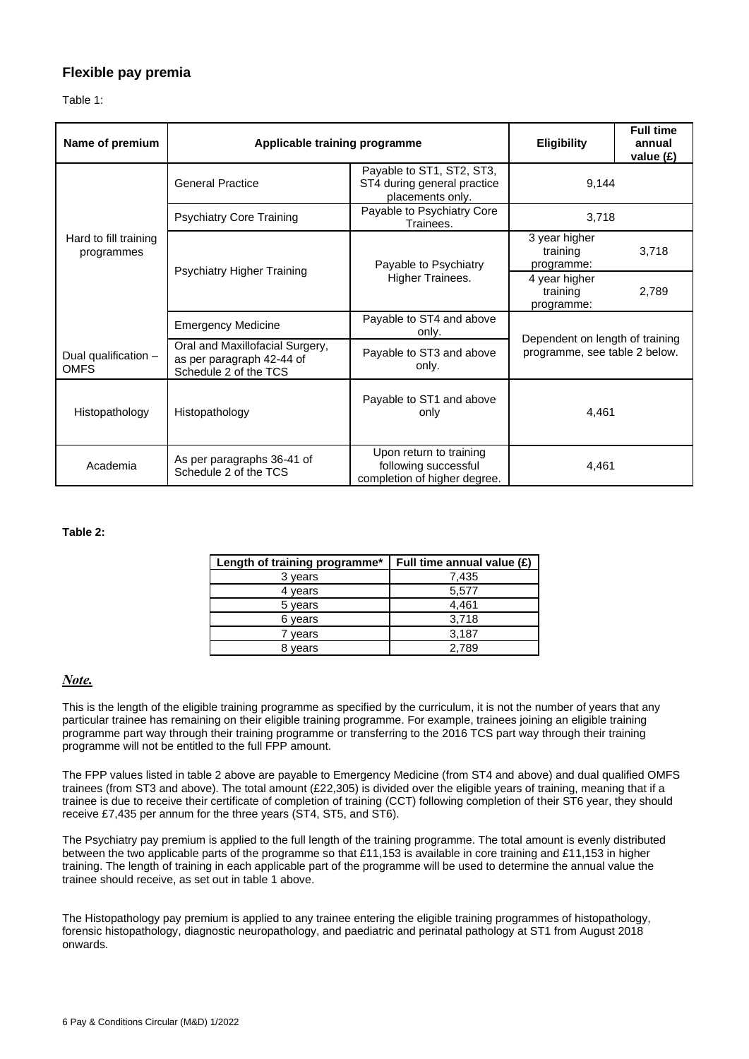## Flexible pay premia

Table 1:

| Name of premium | Applicable training programme | | Eligibility | Full time annual value (£) |
|---|---|---|---|---|
| Hard to fill training programmes | General Practice | Payable to ST1, ST2, ST3, ST4 during general practice placements only. | 9,144 | |
| | Psychiatry Core Training | Payable to Psychiatry Core Trainees. | 3,718 | |
| | Psychiatry Higher Training | Payable to Psychiatry Higher Trainees. | 3 year higher training programme: | 3,718 |
| | | | 4 year higher training programme: | 2,789 |
| | Emergency Medicine | Payable to ST4 and above only. | Dependent on length of training programme, see table 2 below. | |
| Dual qualification – OMFS | Oral and Maxillofacial Surgery, as per paragraph 42-44 of Schedule 2 of the TCS | Payable to ST3 and above only. | | |
| Histopathology | Histopathology | Payable to ST1 and above only | 4,461 | |
| Academia | As per paragraphs 36-41 of Schedule 2 of the TCS | Upon return to training following successful completion of higher degree. | 4,461 | |

**Table 2:**

| Length of training programme* | Full time annual value (£) |
|---|---|
| 3 years | 7,435 |
| 4 years | 5,577 |
| 5 years | 4,461 |
| 6 years | 3,718 |
| 7 years | 3,187 |
| 8 years | 2,789 |

***Note.***

This is the length of the eligible training programme as specified by the curriculum, it is not the number of years that any particular trainee has remaining on their eligible training programme. For example, trainees joining an eligible training programme part way through their training programme or transferring to the 2016 TCS part way through their training programme will not be entitled to the full FPP amount.

The FPP values listed in table 2 above are payable to Emergency Medicine (from ST4 and above) and dual qualified OMFS trainees (from ST3 and above). The total amount (£22,305) is divided over the eligible years of training, meaning that if a trainee is due to receive their certificate of completion of training (CCT) following completion of their ST6 year, they should receive £7,435 per annum for the three years (ST4, ST5, and ST6).

The Psychiatry pay premium is applied to the full length of the training programme. The total amount is evenly distributed between the two applicable parts of the programme so that £11,153 is available in core training and £11,153 in higher training. The length of training in each applicable part of the programme will be used to determine the annual value the trainee should receive, as set out in table 1 above.

The Histopathology pay premium is applied to any trainee entering the eligible training programmes of histopathology, forensic histopathology, diagnostic neuropathology, and paediatric and perinatal pathology at ST1 from August 2018 onwards.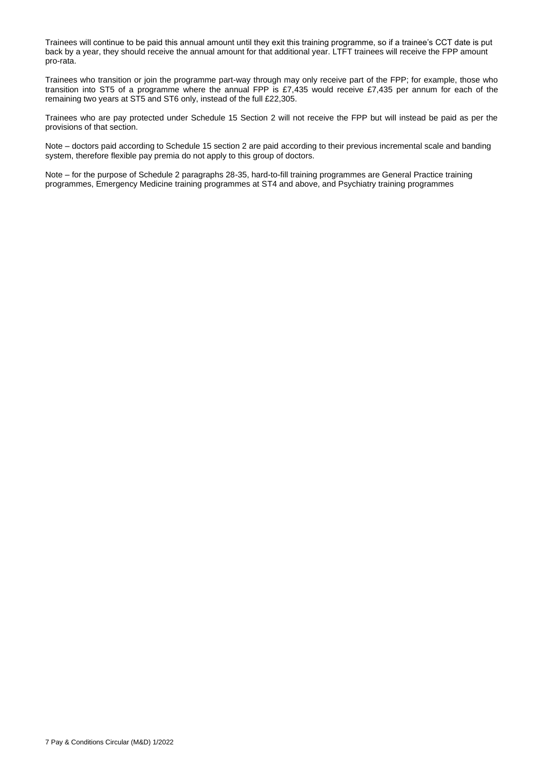Trainees will continue to be paid this annual amount until they exit this training programme, so if a trainee's CCT date is put back by a year, they should receive the annual amount for that additional year. LTFT trainees will receive the FPP amount pro-rata.

Trainees who transition or join the programme part-way through may only receive part of the FPP; for example, those who transition into ST5 of a programme where the annual FPP is £7,435 would receive £7,435 per annum for each of the remaining two years at ST5 and ST6 only, instead of the full £22,305.

Trainees who are pay protected under Schedule 15 Section 2 will not receive the FPP but will instead be paid as per the provisions of that section.

Note – doctors paid according to Schedule 15 section 2 are paid according to their previous incremental scale and banding system, therefore flexible pay premia do not apply to this group of doctors.

Note – for the purpose of Schedule 2 paragraphs 28-35, hard-to-fill training programmes are General Practice training programmes, Emergency Medicine training programmes at ST4 and above, and Psychiatry training programmes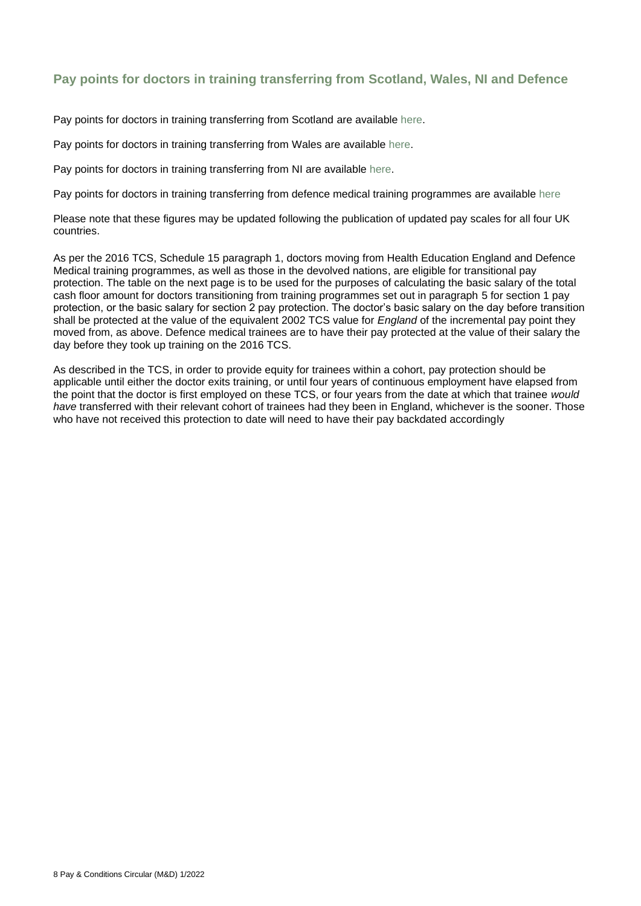## Pay points for doctors in training transferring from Scotland, Wales, NI and Defence

Pay points for doctors in training transferring from Scotland are available here.

Pay points for doctors in training transferring from Wales are available here.

Pay points for doctors in training transferring from NI are available here.

Pay points for doctors in training transferring from defence medical training programmes are available here

Please note that these figures may be updated following the publication of updated pay scales for all four UK countries.

As per the 2016 TCS, Schedule 15 paragraph 1, doctors moving from Health Education England and Defence Medical training programmes, as well as those in the devolved nations, are eligible for transitional pay protection. The table on the next page is to be used for the purposes of calculating the basic salary of the total cash floor amount for doctors transitioning from training programmes set out in paragraph 5 for section 1 pay protection, or the basic salary for section 2 pay protection. The doctor's basic salary on the day before transition shall be protected at the value of the equivalent 2002 TCS value for *England* of the incremental pay point they moved from, as above. Defence medical trainees are to have their pay protected at the value of their salary the day before they took up training on the 2016 TCS.

As described in the TCS, in order to provide equity for trainees within a cohort, pay protection should be applicable until either the doctor exits training, or until four years of continuous employment have elapsed from the point that the doctor is first employed on these TCS, or four years from the date at which that trainee *would have* transferred with their relevant cohort of trainees had they been in England, whichever is the sooner. Those who have not received this protection to date will need to have their pay backdated accordingly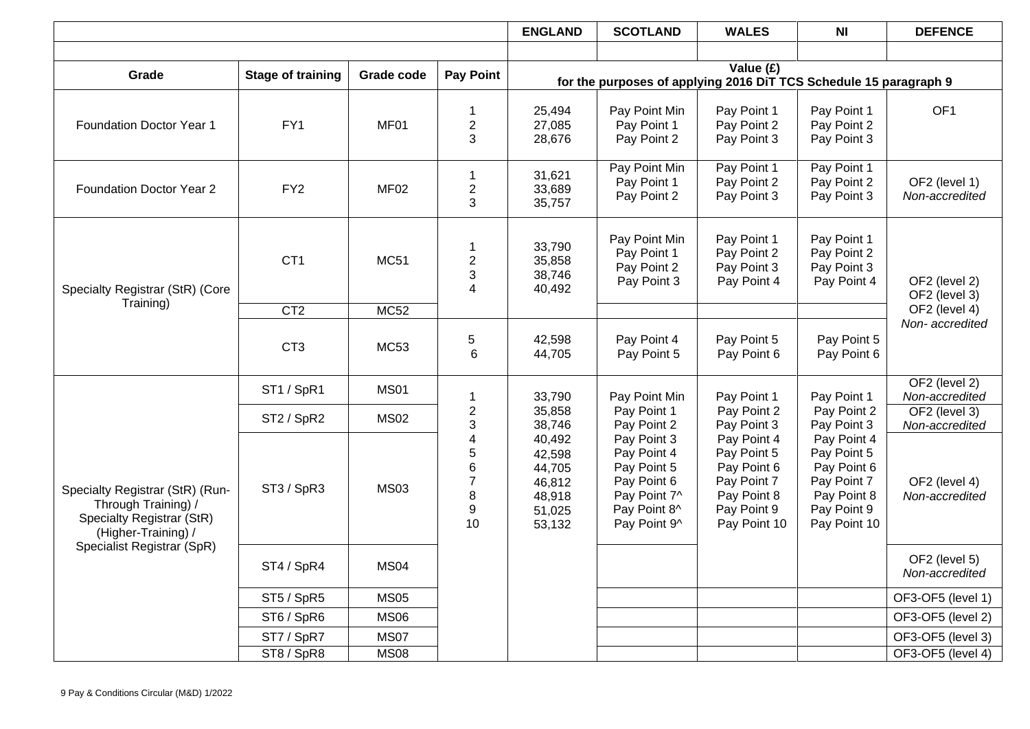| Grade | Stage of training | Grade code | Pay Point | ENGLAND | SCOTLAND | WALES | NI | DEFENCE |
|---|---|---|---|---|---|---|---|---|
| | | | | Value (£) for the purposes of applying 2016 DiT TCS Schedule 15 paragraph 9 | | | | |
| Foundation Doctor Year 1 | FY1 | MF01 | 1<br>2<br>3 | 25,494<br>27,085<br>28,676 | Pay Point Min<br>Pay Point 1<br>Pay Point 2 | Pay Point 1<br>Pay Point 2<br>Pay Point 3 | Pay Point 1<br>Pay Point 2<br>Pay Point 3 | OF1 |
| Foundation Doctor Year 2 | FY2 | MF02 | 1<br>2<br>3 | 31,621<br>33,689<br>35,757 | Pay Point Min<br>Pay Point 1<br>Pay Point 2 | Pay Point 1<br>Pay Point 2<br>Pay Point 3 | Pay Point 1<br>Pay Point 2<br>Pay Point 3 | OF2 (level 1)<br>*Non-accredited* |
| Specialty Registrar (StR) (Core Training) | CT1 | MC51 | 1<br>2<br>3<br>4 | 33,790<br>35,858<br>38,746<br>40,492 | Pay Point Min<br>Pay Point 1<br>Pay Point 2<br>Pay Point 3 | Pay Point 1<br>Pay Point 2<br>Pay Point 3<br>Pay Point 4 | Pay Point 1<br>Pay Point 2<br>Pay Point 3<br>Pay Point 4 | OF2 (level 2)<br>OF2 (level 3)<br>OF2 (level 4)<br>*Non- accredited* |
| | CT2 | MC52 | | | | | | |
| | CT3 | MC53 | 5<br>6 | 42,598<br>44,705 | Pay Point 4<br>Pay Point 5 | Pay Point 5<br>Pay Point 6 | Pay Point 5<br>Pay Point 6 | |
| Specialty Registrar (StR) (Run-Through Training) / Specialty Registrar (StR) (Higher-Training) / Specialist Registrar (SpR) | ST1 / SpR1 | MS01 | 1<br>2<br>3<br>4<br>5<br>6<br>7<br>8<br>9<br>10 | 33,790<br>35,858<br>38,746<br>40,492<br>42,598<br>44,705<br>46,812<br>48,918<br>51,025<br>53,132 | Pay Point Min<br>Pay Point 1<br>Pay Point 2<br>Pay Point 3<br>Pay Point 4<br>Pay Point 5<br>Pay Point 6<br>Pay Point 7^<br>Pay Point 8^<br>Pay Point 9^ | Pay Point 1<br>Pay Point 2<br>Pay Point 3<br>Pay Point 4<br>Pay Point 5<br>Pay Point 6<br>Pay Point 7<br>Pay Point 8<br>Pay Point 9<br>Pay Point 10 | Pay Point 1<br>Pay Point 2<br>Pay Point 3<br>Pay Point 4<br>Pay Point 5<br>Pay Point 6<br>Pay Point 7<br>Pay Point 8<br>Pay Point 9<br>Pay Point 10 | OF2 (level 2)<br>*Non-accredited* |
| | ST2 / SpR2 | MS02 | | | | | | OF2 (level 3)<br>*Non-accredited* |
| | ST3 / SpR3 | MS03 | | | | | | OF2 (level 4)<br>*Non-accredited* |
| | ST4 / SpR4 | MS04 | | | | | | OF2 (level 5)<br>*Non-accredited* |
| | ST5 / SpR5 | MS05 | | | | | | OF3-OF5 (level 1) |
| | ST6 / SpR6 | MS06 | | | | | | OF3-OF5 (level 2) |
| | ST7 / SpR7 | MS07 | | | | | | OF3-OF5 (level 3) |
| | ST8 / SpR8 | MS08 | | | | | | OF3-OF5 (level 4) |

9 Pay & Conditions Circular (M&D) 1/2022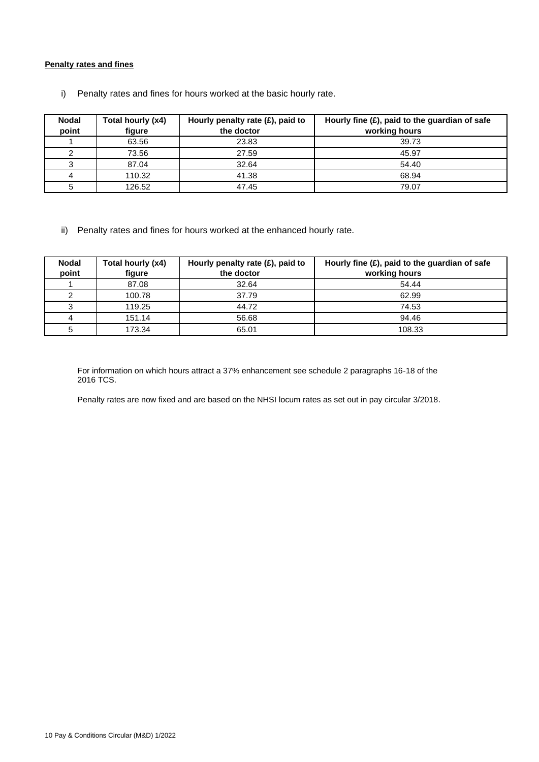**Penalty rates and fines**

i) Penalty rates and fines for hours worked at the basic hourly rate.

| Nodal point | Total hourly (x4) figure | Hourly penalty rate (£), paid to the doctor | Hourly fine (£), paid to the guardian of safe working hours |
|---|---|---|---|
| 1 | 63.56 | 23.83 | 39.73 |
| 2 | 73.56 | 27.59 | 45.97 |
| 3 | 87.04 | 32.64 | 54.40 |
| 4 | 110.32 | 41.38 | 68.94 |
| 5 | 126.52 | 47.45 | 79.07 |

ii) Penalty rates and fines for hours worked at the enhanced hourly rate.

| Nodal point | Total hourly (x4) figure | Hourly penalty rate (£), paid to the doctor | Hourly fine (£), paid to the guardian of safe working hours |
|---|---|---|---|
| 1 | 87.08 | 32.64 | 54.44 |
| 2 | 100.78 | 37.79 | 62.99 |
| 3 | 119.25 | 44.72 | 74.53 |
| 4 | 151.14 | 56.68 | 94.46 |
| 5 | 173.34 | 65.01 | 108.33 |

For information on which hours attract a 37% enhancement see schedule 2 paragraphs 16-18 of the 2016 TCS.

Penalty rates are now fixed and are based on the NHSI locum rates as set out in pay circular 3/2018.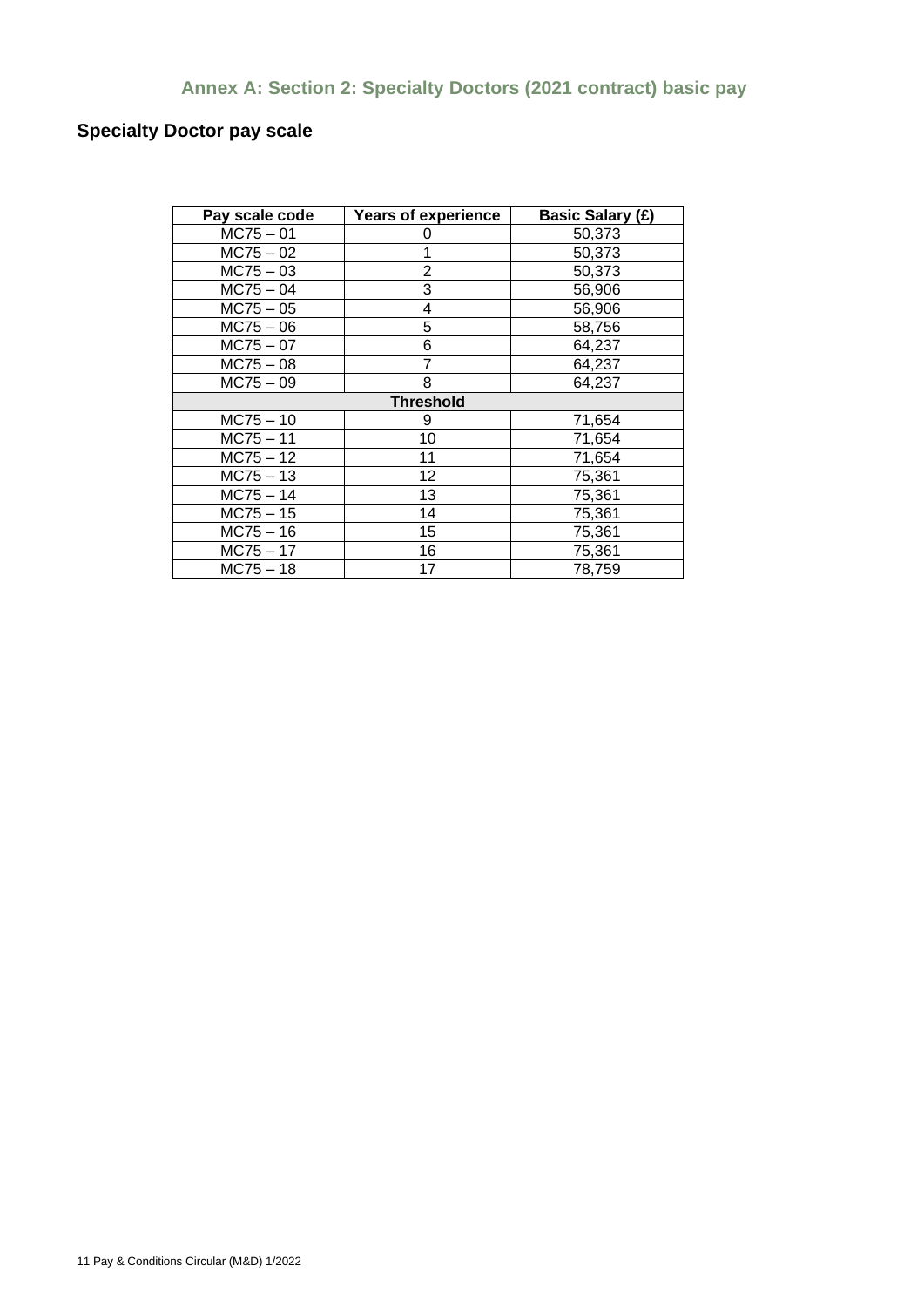## Annex A: Section 2: Specialty Doctors (2021 contract) basic pay

### Specialty Doctor pay scale

| Pay scale code | Years of experience | Basic Salary (£) |
|---|---|---|
| MC75 – 01 | 0 | 50,373 |
| MC75 – 02 | 1 | 50,373 |
| MC75 – 03 | 2 | 50,373 |
| MC75 – 04 | 3 | 56,906 |
| MC75 – 05 | 4 | 56,906 |
| MC75 – 06 | 5 | 58,756 |
| MC75 – 07 | 6 | 64,237 |
| MC75 – 08 | 7 | 64,237 |
| MC75 – 09 | 8 | 64,237 |
| **Threshold** | | |
| MC75 – 10 | 9 | 71,654 |
| MC75 – 11 | 10 | 71,654 |
| MC75 – 12 | 11 | 71,654 |
| MC75 – 13 | 12 | 75,361 |
| MC75 – 14 | 13 | 75,361 |
| MC75 – 15 | 14 | 75,361 |
| MC75 – 16 | 15 | 75,361 |
| MC75 – 17 | 16 | 75,361 |
| MC75 – 18 | 17 | 78,759 |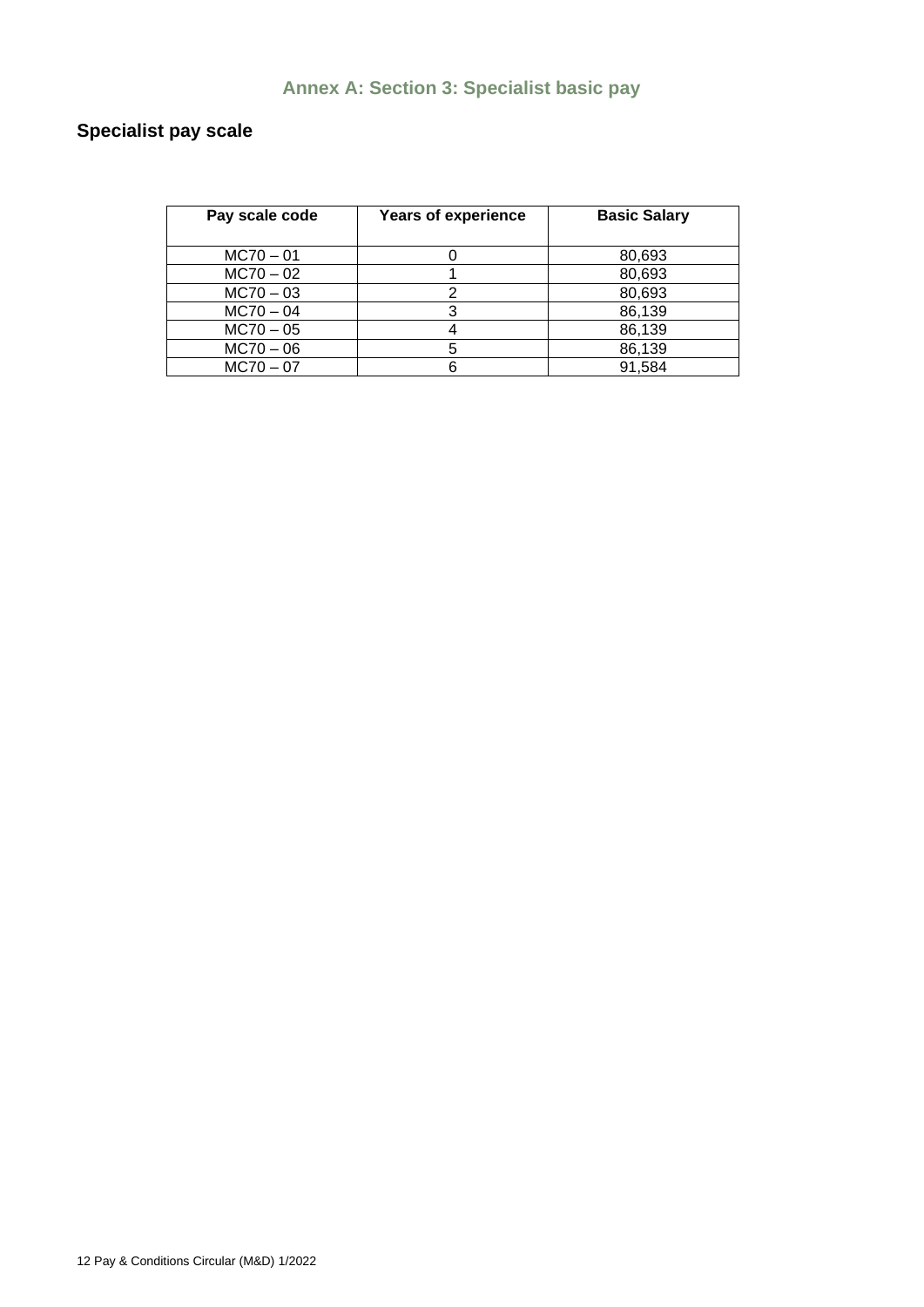## Annex A: Section 3: Specialist basic pay

### Specialist pay scale

| Pay scale code | Years of experience | Basic Salary |
|---|---|---|
| MC70 – 01 | 0 | 80,693 |
| MC70 – 02 | 1 | 80,693 |
| MC70 – 03 | 2 | 80,693 |
| MC70 – 04 | 3 | 86,139 |
| MC70 – 05 | 4 | 86,139 |
| MC70 – 06 | 5 | 86,139 |
| MC70 – 07 | 6 | 91,584 |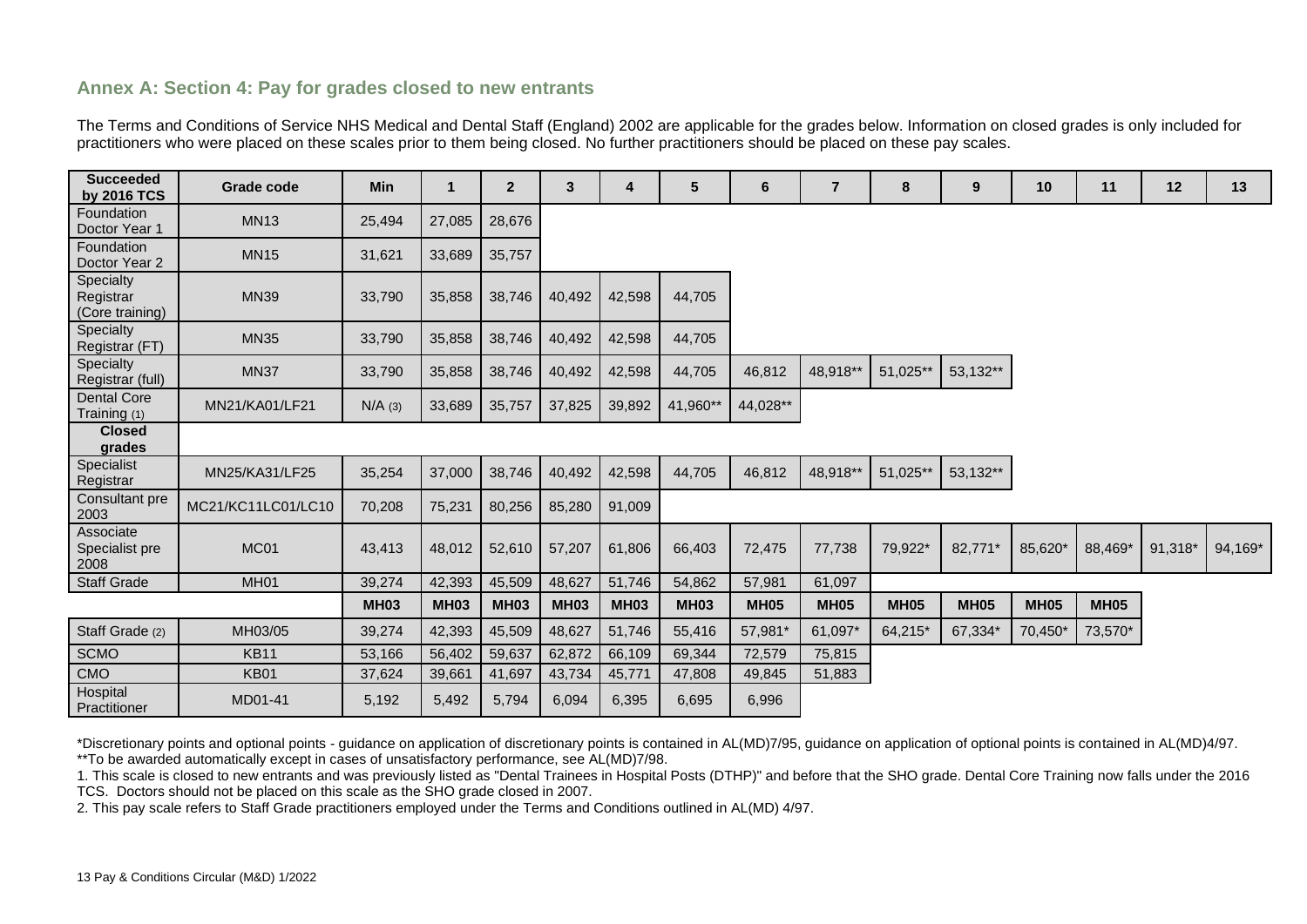## Annex A: Section 4: Pay for grades closed to new entrants

The Terms and Conditions of Service NHS Medical and Dental Staff (England) 2002 are applicable for the grades below. Information on closed grades is only included for practitioners who were placed on these scales prior to them being closed. No further practitioners should be placed on these pay scales.

| Succeeded by 2016 TCS | Grade code | Min | 1 | 2 | 3 | 4 | 5 | 6 | 7 | 8 | 9 | 10 | 11 | 12 | 13 |
|---|---|---|---|---|---|---|---|---|---|---|---|---|---|---|---|
| Foundation Doctor Year 1 | MN13 | 25,494 | 27,085 | 28,676 | | | | | | | | | | | |
| Foundation Doctor Year 2 | MN15 | 31,621 | 33,689 | 35,757 | | | | | | | | | | | |
| Specialty Registrar (Core training) | MN39 | 33,790 | 35,858 | 38,746 | 40,492 | 42,598 | 44,705 | | | | | | | | |
| Specialty Registrar (FT) | MN35 | 33,790 | 35,858 | 38,746 | 40,492 | 42,598 | 44,705 | | | | | | | | |
| Specialty Registrar (full) | MN37 | 33,790 | 35,858 | 38,746 | 40,492 | 42,598 | 44,705 | 46,812 | 48,918** | 51,025** | 53,132** | | | | |
| Dental Core Training (1) | MN21/KA01/LF21 | N/A (3) | 33,689 | 35,757 | 37,825 | 39,892 | 41,960** | 44,028** | | | | | | | |
| **Closed grades** | | | | | | | | | | | | | | | |
| Specialist Registrar | MN25/KA31/LF25 | 35,254 | 37,000 | 38,746 | 40,492 | 42,598 | 44,705 | 46,812 | 48,918** | 51,025** | 53,132** | | | | |
| Consultant pre 2003 | MC21/KC11LC01/LC10 | 70,208 | 75,231 | 80,256 | 85,280 | 91,009 | | | | | | | | | |
| Associate Specialist pre 2008 | MC01 | 43,413 | 48,012 | 52,610 | 57,207 | 61,806 | 66,403 | 72,475 | 77,738 | 79,922* | 82,771* | 85,620* | 88,469* | 91,318* | 94,169* |
| Staff Grade | MH01 | 39,274 | 42,393 | 45,509 | 48,627 | 51,746 | 54,862 | 57,981 | 61,097 | | | | | | |
| | | **MH03** | **MH03** | **MH03** | **MH03** | **MH03** | **MH03** | **MH05** | **MH05** | **MH05** | **MH05** | **MH05** | **MH05** | | |
| Staff Grade (2) | MH03/05 | 39,274 | 42,393 | 45,509 | 48,627 | 51,746 | 55,416 | 57,981* | 61,097* | 64,215* | 67,334* | 70,450* | 73,570* | | |
| SCMO | KB11 | 53,166 | 56,402 | 59,637 | 62,872 | 66,109 | 69,344 | 72,579 | 75,815 | | | | | | |
| CMO | KB01 | 37,624 | 39,661 | 41,697 | 43,734 | 45,771 | 47,808 | 49,845 | 51,883 | | | | | | |
| Hospital Practitioner | MD01-41 | 5,192 | 5,492 | 5,794 | 6,094 | 6,395 | 6,695 | 6,996 | | | | | | | |

*Discretionary points and optional points - guidance on application of discretionary points is contained in AL(MD)7/95, guidance on application of optional points is contained in AL(MD)4/97.
**To be awarded automatically except in cases of unsatisfactory performance, see AL(MD)7/98.

1. This scale is closed to new entrants and was previously listed as "Dental Trainees in Hospital Posts (DTHP)" and before that the SHO grade. Dental Core Training now falls under the 2016 TCS. Doctors should not be placed on this scale as the SHO grade closed in 2007.
2. This pay scale refers to Staff Grade practitioners employed under the Terms and Conditions outlined in AL(MD) 4/97.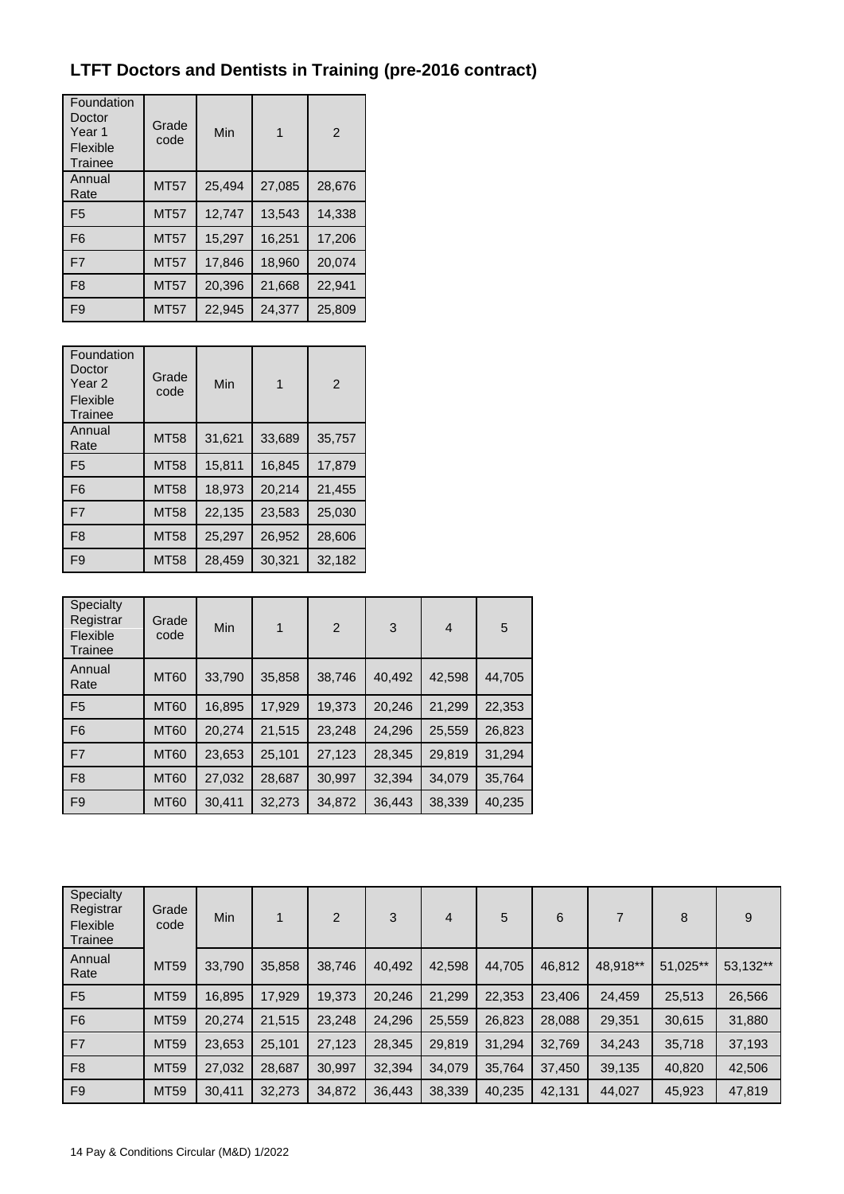## LTFT Doctors and Dentists in Training (pre-2016 contract)

| Foundation Doctor Year 1 Flexible Trainee | Grade code | Min | 1 | 2 |
|---|---|---|---|---|
| Annual Rate | MT57 | 25,494 | 27,085 | 28,676 |
| F5 | MT57 | 12,747 | 13,543 | 14,338 |
| F6 | MT57 | 15,297 | 16,251 | 17,206 |
| F7 | MT57 | 17,846 | 18,960 | 20,074 |
| F8 | MT57 | 20,396 | 21,668 | 22,941 |
| F9 | MT57 | 22,945 | 24,377 | 25,809 |

| Foundation Doctor Year 2 Flexible Trainee | Grade code | Min | 1 | 2 |
|---|---|---|---|---|
| Annual Rate | MT58 | 31,621 | 33,689 | 35,757 |
| F5 | MT58 | 15,811 | 16,845 | 17,879 |
| F6 | MT58 | 18,973 | 20,214 | 21,455 |
| F7 | MT58 | 22,135 | 23,583 | 25,030 |
| F8 | MT58 | 25,297 | 26,952 | 28,606 |
| F9 | MT58 | 28,459 | 30,321 | 32,182 |

| Specialty Registrar Flexible Trainee | Grade code | Min | 1 | 2 | 3 | 4 | 5 |
|---|---|---|---|---|---|---|---|
| Annual Rate | MT60 | 33,790 | 35,858 | 38,746 | 40,492 | 42,598 | 44,705 |
| F5 | MT60 | 16,895 | 17,929 | 19,373 | 20,246 | 21,299 | 22,353 |
| F6 | MT60 | 20,274 | 21,515 | 23,248 | 24,296 | 25,559 | 26,823 |
| F7 | MT60 | 23,653 | 25,101 | 27,123 | 28,345 | 29,819 | 31,294 |
| F8 | MT60 | 27,032 | 28,687 | 30,997 | 32,394 | 34,079 | 35,764 |
| F9 | MT60 | 30,411 | 32,273 | 34,872 | 36,443 | 38,339 | 40,235 |

| Specialty Registrar Flexible Trainee | Grade code | Min | 1 | 2 | 3 | 4 | 5 | 6 | 7 | 8 | 9 |
|---|---|---|---|---|---|---|---|---|---|---|---|
| Annual Rate | MT59 | 33,790 | 35,858 | 38,746 | 40,492 | 42,598 | 44,705 | 46,812 | 48,918** | 51,025** | 53,132** |
| F5 | MT59 | 16,895 | 17,929 | 19,373 | 20,246 | 21,299 | 22,353 | 23,406 | 24,459 | 25,513 | 26,566 |
| F6 | MT59 | 20,274 | 21,515 | 23,248 | 24,296 | 25,559 | 26,823 | 28,088 | 29,351 | 30,615 | 31,880 |
| F7 | MT59 | 23,653 | 25,101 | 27,123 | 28,345 | 29,819 | 31,294 | 32,769 | 34,243 | 35,718 | 37,193 |
| F8 | MT59 | 27,032 | 28,687 | 30,997 | 32,394 | 34,079 | 35,764 | 37,450 | 39,135 | 40,820 | 42,506 |
| F9 | MT59 | 30,411 | 32,273 | 34,872 | 36,443 | 38,339 | 40,235 | 42,131 | 44,027 | 45,923 | 47,819 |